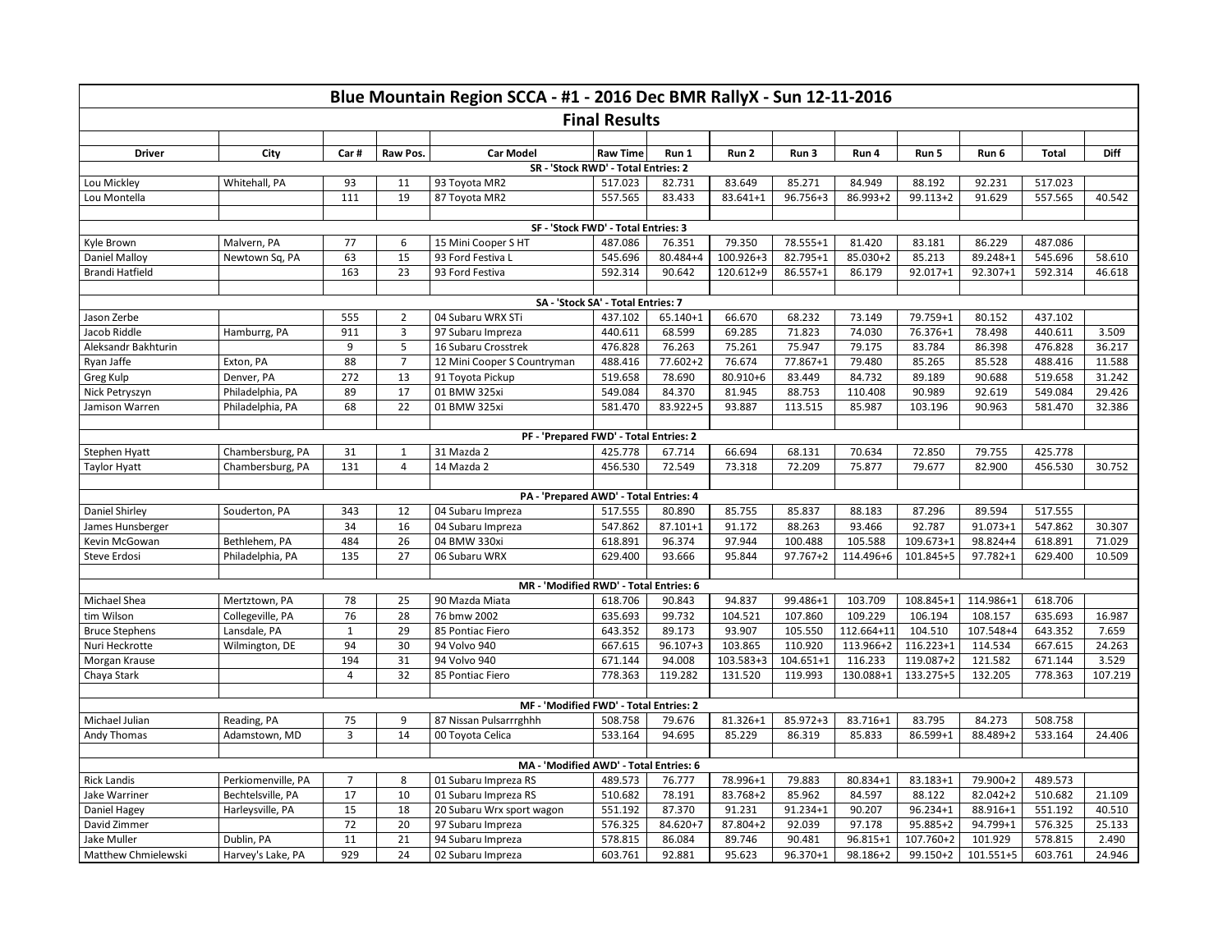# Blue Mountain Region SCCA - #1 - 2016 Dec BMR RallyX - Sun 12-11-2016

## Final Results

| Driver | City | Car # | Raw Pos. | Car Model | Raw Time | Run 1 | Run 2 | Run 3 | Run 4 | Run 5 | Run 6 | Total | Diff |
|---|---|---|---|---|---|---|---|---|---|---|---|---|---|
| **SR - 'Stock RWD' - Total Entries: 2** | | | | | | | | | | | | | |
| Lou Mickley | Whitehall, PA | 93 | 11 | 93 Toyota MR2 | 517.023 | 82.731 | 83.649 | 85.271 | 84.949 | 88.192 | 92.231 | 517.023 | |
| Lou Montella | | 111 | 19 | 87 Toyota MR2 | 557.565 | 83.433 | 83.641+1 | 96.756+3 | 86.993+2 | 99.113+2 | 91.629 | 557.565 | 40.542 |
| **SF - 'Stock FWD' - Total Entries: 3** | | | | | | | | | | | | | |
| Kyle Brown | Malvern, PA | 77 | 6 | 15 Mini Cooper S HT | 487.086 | 76.351 | 79.350 | 78.555+1 | 81.420 | 83.181 | 86.229 | 487.086 | |
| Daniel Malloy | Newtown Sq, PA | 63 | 15 | 93 Ford Festiva L | 545.696 | 80.484+4 | 100.926+3 | 82.795+1 | 85.030+2 | 85.213 | 89.248+1 | 545.696 | 58.610 |
| Brandi Hatfield | | 163 | 23 | 93 Ford Festiva | 592.314 | 90.642 | 120.612+9 | 86.557+1 | 86.179 | 92.017+1 | 92.307+1 | 592.314 | 46.618 |
| **SA - 'Stock SA' - Total Entries: 7** | | | | | | | | | | | | | |
| Jason Zerbe | | 555 | 2 | 04 Subaru WRX STi | 437.102 | 65.140+1 | 66.670 | 68.232 | 73.149 | 79.759+1 | 80.152 | 437.102 | |
| Jacob Riddle | Hamburrg, PA | 911 | 3 | 97 Subaru Impreza | 440.611 | 68.599 | 69.285 | 71.823 | 74.030 | 76.376+1 | 78.498 | 440.611 | 3.509 |
| Aleksandr Bakhturin | | 9 | 5 | 16 Subaru Crosstrek | 476.828 | 76.263 | 75.261 | 75.947 | 79.175 | 83.784 | 86.398 | 476.828 | 36.217 |
| Ryan Jaffe | Exton, PA | 88 | 7 | 12 Mini Cooper S Countryman | 488.416 | 77.602+2 | 76.674 | 77.867+1 | 79.480 | 85.265 | 85.528 | 488.416 | 11.588 |
| Greg Kulp | Denver, PA | 272 | 13 | 91 Toyota Pickup | 519.658 | 78.690 | 80.910+6 | 83.449 | 84.732 | 89.189 | 90.688 | 519.658 | 31.242 |
| Nick Petryszyn | Philadelphia, PA | 89 | 17 | 01 BMW 325xi | 549.084 | 84.370 | 81.945 | 88.753 | 110.408 | 90.989 | 92.619 | 549.084 | 29.426 |
| Jamison Warren | Philadelphia, PA | 68 | 22 | 01 BMW 325xi | 581.470 | 83.922+5 | 93.887 | 113.515 | 85.987 | 103.196 | 90.963 | 581.470 | 32.386 |
| **PF - 'Prepared FWD' - Total Entries: 2** | | | | | | | | | | | | | |
| Stephen Hyatt | Chambersburg, PA | 31 | 1 | 31 Mazda 2 | 425.778 | 67.714 | 66.694 | 68.131 | 70.634 | 72.850 | 79.755 | 425.778 | |
| Taylor Hyatt | Chambersburg, PA | 131 | 4 | 14 Mazda 2 | 456.530 | 72.549 | 73.318 | 72.209 | 75.877 | 79.677 | 82.900 | 456.530 | 30.752 |
| **PA - 'Prepared AWD' - Total Entries: 4** | | | | | | | | | | | | | |
| Daniel Shirley | Souderton, PA | 343 | 12 | 04 Subaru Impreza | 517.555 | 80.890 | 85.755 | 85.837 | 88.183 | 87.296 | 89.594 | 517.555 | |
| James Hunsberger | | 34 | 16 | 04 Subaru Impreza | 547.862 | 87.101+1 | 91.172 | 88.263 | 93.466 | 92.787 | 91.073+1 | 547.862 | 30.307 |
| Kevin McGowan | Bethlehem, PA | 484 | 26 | 04 BMW 330xi | 618.891 | 96.374 | 97.944 | 100.488 | 105.588 | 109.673+1 | 98.824+4 | 618.891 | 71.029 |
| Steve Erdosi | Philadelphia, PA | 135 | 27 | 06 Subaru WRX | 629.400 | 93.666 | 95.844 | 97.767+2 | 114.496+6 | 101.845+5 | 97.782+1 | 629.400 | 10.509 |
| **MR - 'Modified RWD' - Total Entries: 6** | | | | | | | | | | | | | |
| Michael Shea | Mertztown, PA | 78 | 25 | 90 Mazda Miata | 618.706 | 90.843 | 94.837 | 99.486+1 | 103.709 | 108.845+1 | 114.986+1 | 618.706 | |
| tim Wilson | Collegeville, PA | 76 | 28 | 76 bmw 2002 | 635.693 | 99.732 | 104.521 | 107.860 | 109.229 | 106.194 | 108.157 | 635.693 | 16.987 |
| Bruce Stephens | Lansdale, PA | 1 | 29 | 85 Pontiac Fiero | 643.352 | 89.173 | 93.907 | 105.550 | 112.664+11 | 104.510 | 107.548+4 | 643.352 | 7.659 |
| Nuri Heckrotte | Wilmington, DE | 94 | 30 | 94 Volvo 940 | 667.615 | 96.107+3 | 103.865 | 110.920 | 113.966+2 | 116.223+1 | 114.534 | 667.615 | 24.263 |
| Morgan Krause | | 194 | 31 | 94 Volvo 940 | 671.144 | 94.008 | 103.583+3 | 104.651+1 | 116.233 | 119.087+2 | 121.582 | 671.144 | 3.529 |
| Chaya Stark | | 4 | 32 | 85 Pontiac Fiero | 778.363 | 119.282 | 131.520 | 119.993 | 130.088+1 | 133.275+5 | 132.205 | 778.363 | 107.219 |
| **MF - 'Modified FWD' - Total Entries: 2** | | | | | | | | | | | | | |
| Michael Julian | Reading, PA | 75 | 9 | 87 Nissan Pulsarrrghhh | 508.758 | 79.676 | 81.326+1 | 85.972+3 | 83.716+1 | 83.795 | 84.273 | 508.758 | |
| Andy Thomas | Adamstown, MD | 3 | 14 | 00 Toyota Celica | 533.164 | 94.695 | 85.229 | 86.319 | 85.833 | 86.599+1 | 88.489+2 | 533.164 | 24.406 |
| **MA - 'Modified AWD' - Total Entries: 6** | | | | | | | | | | | | | |
| Rick Landis | Perkiomenville, PA | 7 | 8 | 01 Subaru Impreza RS | 489.573 | 76.777 | 78.996+1 | 79.883 | 80.834+1 | 83.183+1 | 79.900+2 | 489.573 | |
| Jake Warriner | Bechtelsville, PA | 17 | 10 | 01 Subaru Impreza RS | 510.682 | 78.191 | 83.768+2 | 85.962 | 84.597 | 88.122 | 82.042+2 | 510.682 | 21.109 |
| Daniel Hagey | Harleysville, PA | 15 | 18 | 20 Subaru Wrx sport wagon | 551.192 | 87.370 | 91.231 | 91.234+1 | 90.207 | 96.234+1 | 88.916+1 | 551.192 | 40.510 |
| David Zimmer | | 72 | 20 | 97 Subaru Impreza | 576.325 | 84.620+7 | 87.804+2 | 92.039 | 97.178 | 95.885+2 | 94.799+1 | 576.325 | 25.133 |
| Jake Muller | Dublin, PA | 11 | 21 | 94 Subaru Impreza | 578.815 | 86.084 | 89.746 | 90.481 | 96.815+1 | 107.760+2 | 101.929 | 578.815 | 2.490 |
| Matthew Chmielewski | Harvey's Lake, PA | 929 | 24 | 02 Subaru Impreza | 603.761 | 92.881 | 95.623 | 96.370+1 | 98.186+2 | 99.150+2 | 101.551+5 | 603.761 | 24.946 |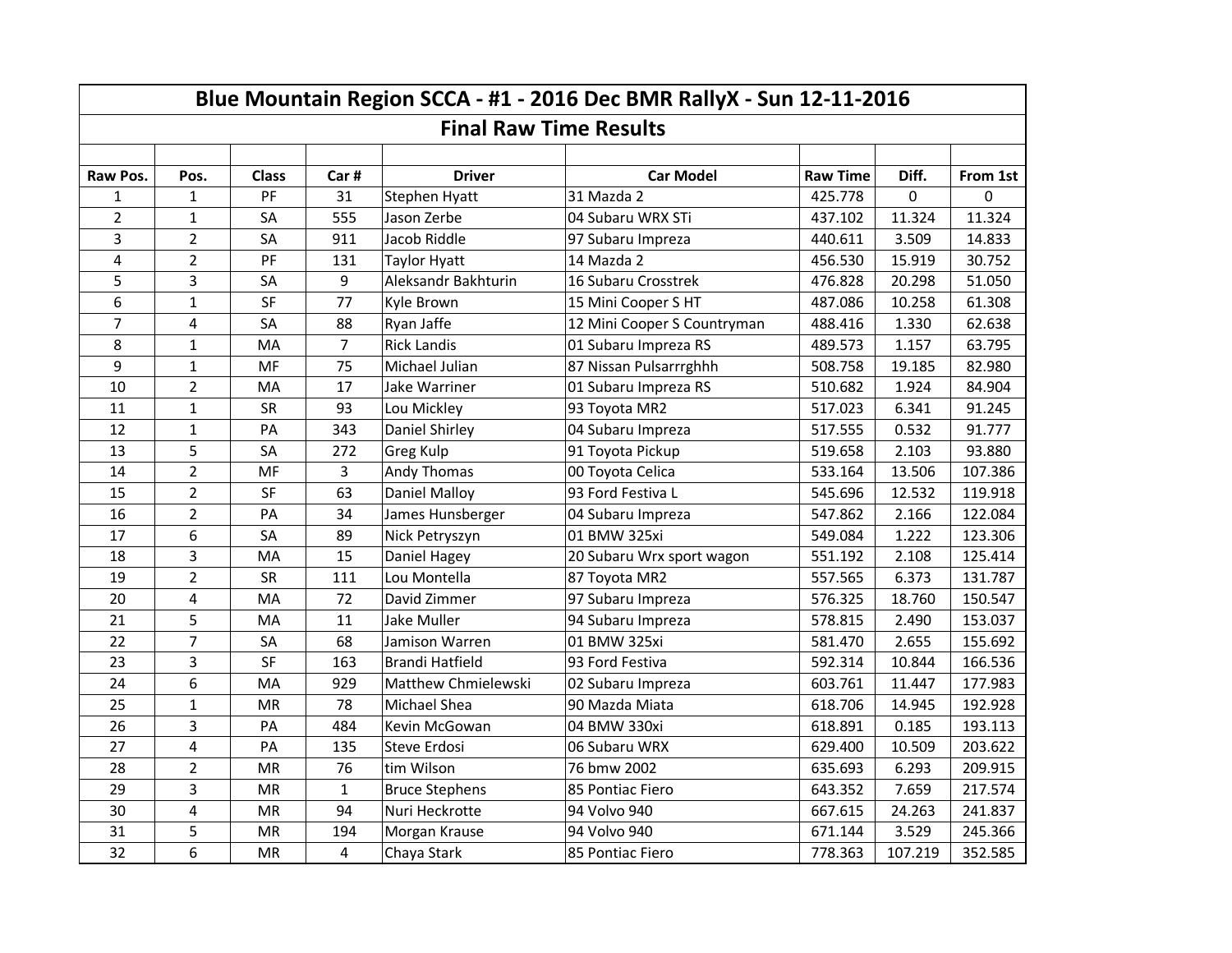# Blue Mountain Region SCCA - #1 - 2016 Dec BMR RallyX - Sun 12-11-2016

## Final Raw Time Results

| Raw Pos. | Pos. | Class | Car # | Driver | Car Model | Raw Time | Diff. | From 1st |
|---|---|---|---|---|---|---|---|---|
| 1 | 1 | PF | 31 | Stephen Hyatt | 31 Mazda 2 | 425.778 | 0 | 0 |
| 2 | 1 | SA | 555 | Jason Zerbe | 04 Subaru WRX STi | 437.102 | 11.324 | 11.324 |
| 3 | 2 | SA | 911 | Jacob Riddle | 97 Subaru Impreza | 440.611 | 3.509 | 14.833 |
| 4 | 2 | PF | 131 | Taylor Hyatt | 14 Mazda 2 | 456.530 | 15.919 | 30.752 |
| 5 | 3 | SA | 9 | Aleksandr Bakhturin | 16 Subaru Crosstrek | 476.828 | 20.298 | 51.050 |
| 6 | 1 | SF | 77 | Kyle Brown | 15 Mini Cooper S HT | 487.086 | 10.258 | 61.308 |
| 7 | 4 | SA | 88 | Ryan Jaffe | 12 Mini Cooper S Countryman | 488.416 | 1.330 | 62.638 |
| 8 | 1 | MA | 7 | Rick Landis | 01 Subaru Impreza RS | 489.573 | 1.157 | 63.795 |
| 9 | 1 | MF | 75 | Michael Julian | 87 Nissan Pulsarrrghhh | 508.758 | 19.185 | 82.980 |
| 10 | 2 | MA | 17 | Jake Warriner | 01 Subaru Impreza RS | 510.682 | 1.924 | 84.904 |
| 11 | 1 | SR | 93 | Lou Mickley | 93 Toyota MR2 | 517.023 | 6.341 | 91.245 |
| 12 | 1 | PA | 343 | Daniel Shirley | 04 Subaru Impreza | 517.555 | 0.532 | 91.777 |
| 13 | 5 | SA | 272 | Greg Kulp | 91 Toyota Pickup | 519.658 | 2.103 | 93.880 |
| 14 | 2 | MF | 3 | Andy Thomas | 00 Toyota Celica | 533.164 | 13.506 | 107.386 |
| 15 | 2 | SF | 63 | Daniel Malloy | 93 Ford Festiva L | 545.696 | 12.532 | 119.918 |
| 16 | 2 | PA | 34 | James Hunsberger | 04 Subaru Impreza | 547.862 | 2.166 | 122.084 |
| 17 | 6 | SA | 89 | Nick Petryszyn | 01 BMW 325xi | 549.084 | 1.222 | 123.306 |
| 18 | 3 | MA | 15 | Daniel Hagey | 20 Subaru Wrx sport wagon | 551.192 | 2.108 | 125.414 |
| 19 | 2 | SR | 111 | Lou Montella | 87 Toyota MR2 | 557.565 | 6.373 | 131.787 |
| 20 | 4 | MA | 72 | David Zimmer | 97 Subaru Impreza | 576.325 | 18.760 | 150.547 |
| 21 | 5 | MA | 11 | Jake Muller | 94 Subaru Impreza | 578.815 | 2.490 | 153.037 |
| 22 | 7 | SA | 68 | Jamison Warren | 01 BMW 325xi | 581.470 | 2.655 | 155.692 |
| 23 | 3 | SF | 163 | Brandi Hatfield | 93 Ford Festiva | 592.314 | 10.844 | 166.536 |
| 24 | 6 | MA | 929 | Matthew Chmielewski | 02 Subaru Impreza | 603.761 | 11.447 | 177.983 |
| 25 | 1 | MR | 78 | Michael Shea | 90 Mazda Miata | 618.706 | 14.945 | 192.928 |
| 26 | 3 | PA | 484 | Kevin McGowan | 04 BMW 330xi | 618.891 | 0.185 | 193.113 |
| 27 | 4 | PA | 135 | Steve Erdosi | 06 Subaru WRX | 629.400 | 10.509 | 203.622 |
| 28 | 2 | MR | 76 | tim Wilson | 76 bmw 2002 | 635.693 | 6.293 | 209.915 |
| 29 | 3 | MR | 1 | Bruce Stephens | 85 Pontiac Fiero | 643.352 | 7.659 | 217.574 |
| 30 | 4 | MR | 94 | Nuri Heckrotte | 94 Volvo 940 | 667.615 | 24.263 | 241.837 |
| 31 | 5 | MR | 194 | Morgan Krause | 94 Volvo 940 | 671.144 | 3.529 | 245.366 |
| 32 | 6 | MR | 4 | Chaya Stark | 85 Pontiac Fiero | 778.363 | 107.219 | 352.585 |